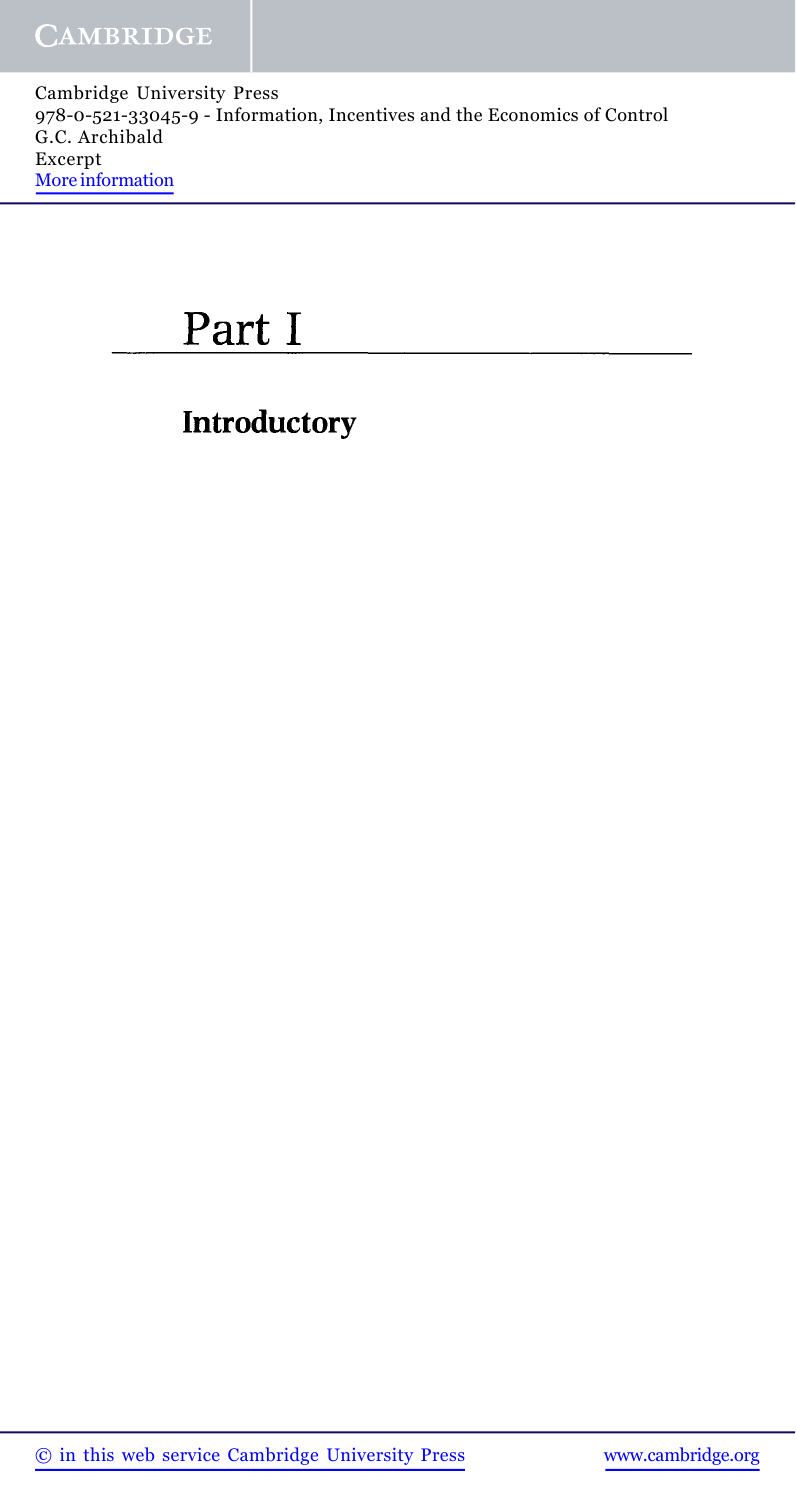# Part I

## Introductory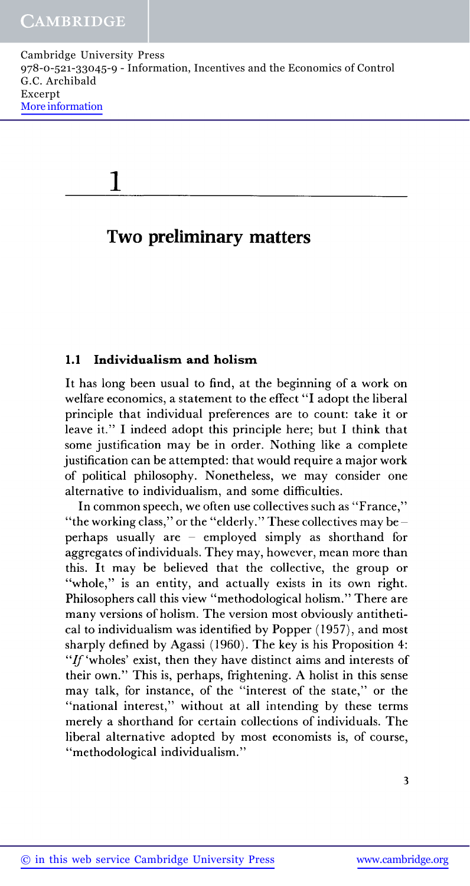# 1

## Two preliminary matters

### 1.1 Individualism and holism

It has long been usual to find, at the beginning of a work on welfare economics, a statement to the effect "I adopt the liberal principle that individual preferences are to count: take it or leave it." I indeed adopt this principle here; but I think that some justification may be in order. Nothing like a complete justification can be attempted: that would require a major work of political philosophy. Nonetheless, we may consider one alternative to individualism, and some difficulties.

In common speech, we often use collectives such as "France," "the working class," or the "elderly." These collectives may be – perhaps usually are – employed simply as shorthand for aggregates of individuals. They may, however, mean more than this. It may be believed that the collective, the group or "whole," is an entity, and actually exists in its own right. Philosophers call this view "methodological holism." There are many versions of holism. The version most obviously antithetical to individualism was identified by Popper (1957), and most sharply defined by Agassi (1960). The key is his Proposition 4: "*If* 'wholes' exist, then they have distinct aims and interests of their own." This is, perhaps, frightening. A holist in this sense may talk, for instance, of the "interest of the state," or the "national interest," without at all intending by these terms merely a shorthand for certain collections of individuals. The liberal alternative adopted by most economists is, of course, "methodological individualism."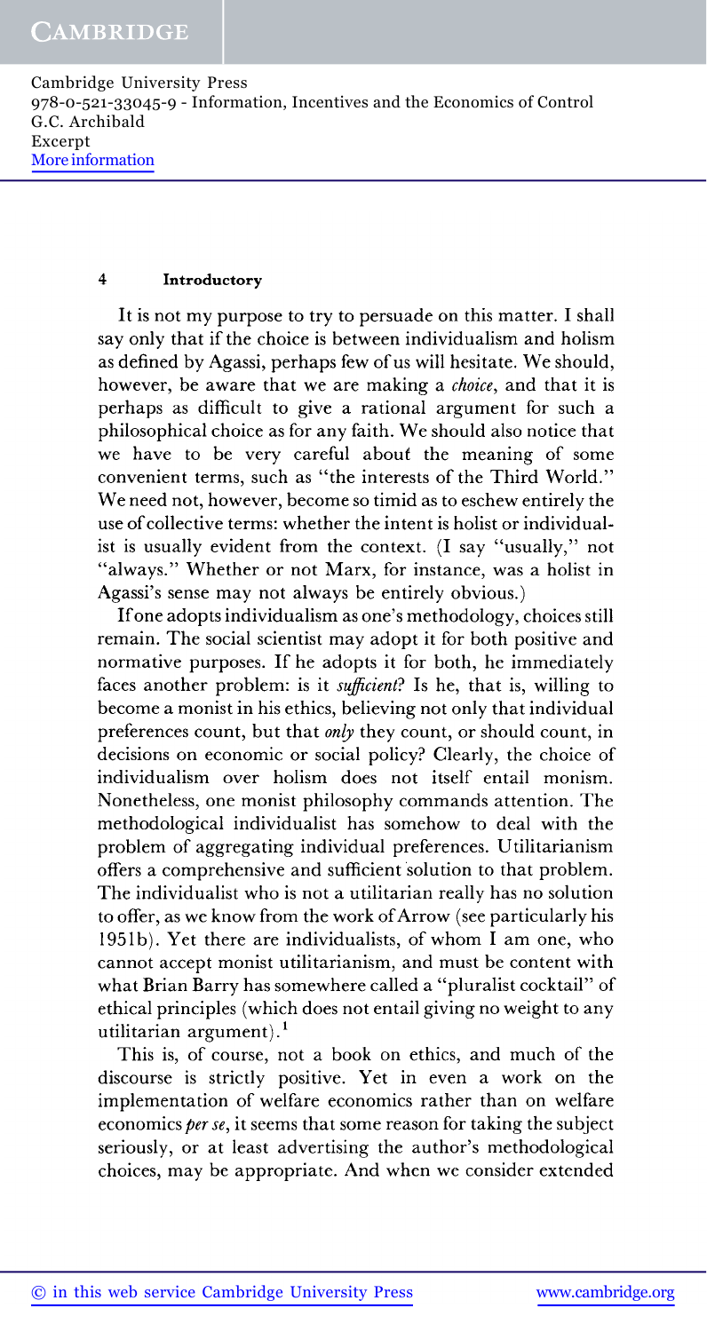It is not my purpose to try to persuade on this matter. I shall say only that if the choice is between individualism and holism as defined by Agassi, perhaps few of us will hesitate. We should, however, be aware that we are making a *choice*, and that it is perhaps as difficult to give a rational argument for such a philosophical choice as for any faith. We should also notice that we have to be very careful about the meaning of some convenient terms, such as "the interests of the Third World." We need not, however, become so timid as to eschew entirely the use of collective terms: whether the intent is holist or individualist is usually evident from the context. (I say "usually," not "always." Whether or not Marx, for instance, was a holist in Agassi's sense may not always be entirely obvious.)

If one adopts individualism as one's methodology, choices still remain. The social scientist may adopt it for both positive and normative purposes. If he adopts it for both, he immediately faces another problem: is it *sufficient*? Is he, that is, willing to become a monist in his ethics, believing not only that individual preferences count, but that *only* they count, or should count, in decisions on economic or social policy? Clearly, the choice of individualism over holism does not itself entail monism. Nonetheless, one monist philosophy commands attention. The methodological individualist has somehow to deal with the problem of aggregating individual preferences. Utilitarianism offers a comprehensive and sufficient solution to that problem. The individualist who is not a utilitarian really has no solution to offer, as we know from the work of Arrow (see particularly his 1951b). Yet there are individualists, of whom I am one, who cannot accept monist utilitarianism, and must be content with what Brian Barry has somewhere called a "pluralist cocktail" of ethical principles (which does not entail giving no weight to any utilitarian argument).[1]

This is, of course, not a book on ethics, and much of the discourse is strictly positive. Yet in even a work on the implementation of welfare economics rather than on welfare economics *per se*, it seems that some reason for taking the subject seriously, or at least advertising the author's methodological choices, may be appropriate. And when we consider extended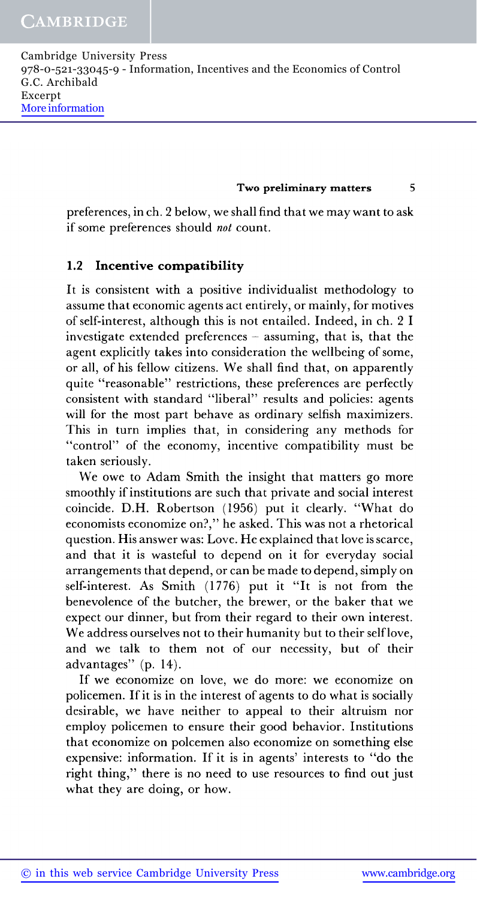preferences, in ch. 2 below, we shall find that we may want to ask if some preferences should *not* count.

## 1.2 Incentive compatibility

It is consistent with a positive individualist methodology to assume that economic agents act entirely, or mainly, for motives of self-interest, although this is not entailed. Indeed, in ch. 2 I investigate extended preferences – assuming, that is, that the agent explicitly takes into consideration the wellbeing of some, or all, of his fellow citizens. We shall find that, on apparently quite "reasonable" restrictions, these preferences are perfectly consistent with standard "liberal" results and policies: agents will for the most part behave as ordinary selfish maximizers. This in turn implies that, in considering any methods for "control" of the economy, incentive compatibility must be taken seriously.

We owe to Adam Smith the insight that matters go more smoothly if institutions are such that private and social interest coincide. D.H. Robertson (1956) put it clearly. "What do economists economize on?," he asked. This was not a rhetorical question. His answer was: Love. He explained that love is scarce, and that it is wasteful to depend on it for everyday social arrangements that depend, or can be made to depend, simply on self-interest. As Smith (1776) put it "It is not from the benevolence of the butcher, the brewer, or the baker that we expect our dinner, but from their regard to their own interest. We address ourselves not to their humanity but to their self love, and we talk to them not of our necessity, but of their advantages" (p. 14).

If we economize on love, we do more: we economize on policemen. If it is in the interest of agents to do what is socially desirable, we have neither to appeal to their altruism nor employ policemen to ensure their good behavior. Institutions that economize on polcemen also economize on something else expensive: information. If it is in agents' interests to "do the right thing," there is no need to use resources to find out just what they are doing, or how.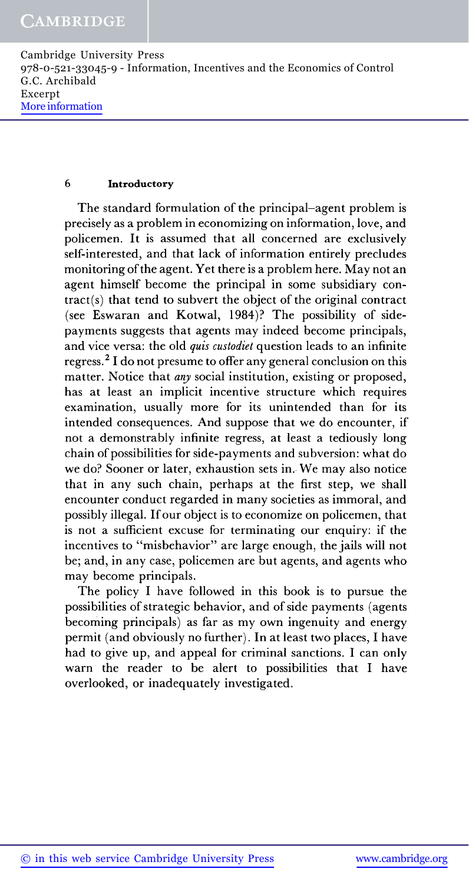The standard formulation of the principal–agent problem is precisely as a problem in economizing on information, love, and policemen. It is assumed that all concerned are exclusively self-interested, and that lack of information entirely precludes monitoring of the agent. Yet there is a problem here. May not an agent himself become the principal in some subsidiary contract(s) that tend to subvert the object of the original contract (see Eswaran and Kotwal, 1984)? The possibility of side-payments suggests that agents may indeed become principals, and vice versa: the old *quis custodiet* question leads to an infinite regress.[2] I do not presume to offer any general conclusion on this matter. Notice that *any* social institution, existing or proposed, has at least an implicit incentive structure which requires examination, usually more for its unintended than for its intended consequences. And suppose that we do encounter, if not a demonstrably infinite regress, at least a tediously long chain of possibilities for side-payments and subversion: what do we do? Sooner or later, exhaustion sets in. We may also notice that in any such chain, perhaps at the first step, we shall encounter conduct regarded in many societies as immoral, and possibly illegal. If our object is to economize on policemen, that is not a sufficient excuse for terminating our enquiry: if the incentives to "misbehavior" are large enough, the jails will not be; and, in any case, policemen are but agents, and agents who may become principals.

The policy I have followed in this book is to pursue the possibilities of strategic behavior, and of side payments (agents becoming principals) as far as my own ingenuity and energy permit (and obviously no further). In at least two places, I have had to give up, and appeal for criminal sanctions. I can only warn the reader to be alert to possibilities that I have overlooked, or inadequately investigated.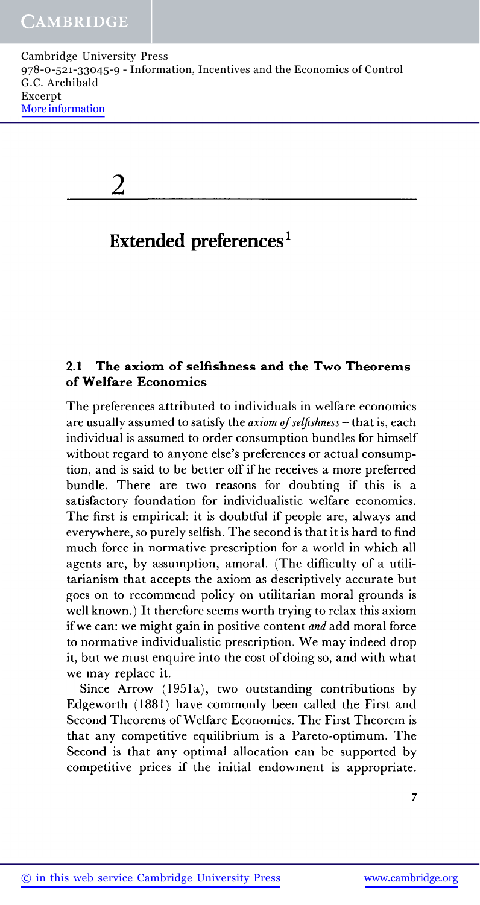# 2

## Extended preferences[1]

### 2.1 The axiom of selfishness and the Two Theorems of Welfare Economics

The preferences attributed to individuals in welfare economics are usually assumed to satisfy the *axiom of selfishness* – that is, each individual is assumed to order consumption bundles for himself without regard to anyone else's preferences or actual consumption, and is said to be better off if he receives a more preferred bundle. There are two reasons for doubting if this is a satisfactory foundation for individualistic welfare economics. The first is empirical: it is doubtful if people are, always and everywhere, so purely selfish. The second is that it is hard to find much force in normative prescription for a world in which all agents are, by assumption, amoral. (The difficulty of a utilitarianism that accepts the axiom as descriptively accurate but goes on to recommend policy on utilitarian moral grounds is well known.) It therefore seems worth trying to relax this axiom if we can: we might gain in positive content *and* add moral force to normative individualistic prescription. We may indeed drop it, but we must enquire into the cost of doing so, and with what we may replace it.

Since Arrow (1951a), two outstanding contributions by Edgeworth (1881) have commonly been called the First and Second Theorems of Welfare Economics. The First Theorem is that any competitive equilibrium is a Pareto-optimum. The Second is that any optimal allocation can be supported by competitive prices if the initial endowment is appropriate.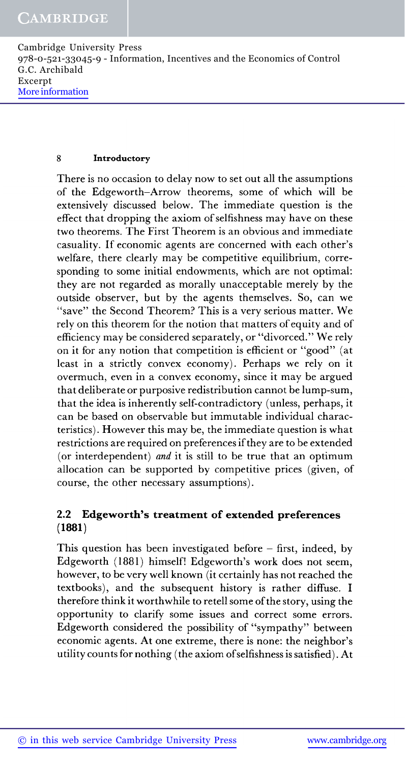There is no occasion to delay now to set out all the assumptions of the Edgeworth–Arrow theorems, some of which will be extensively discussed below. The immediate question is the effect that dropping the axiom of selfishness may have on these two theorems. The First Theorem is an obvious and immediate casuality. If economic agents are concerned with each other's welfare, there clearly may be competitive equilibrium, corresponding to some initial endowments, which are not optimal: they are not regarded as morally unacceptable merely by the outside observer, but by the agents themselves. So, can we "save" the Second Theorem? This is a very serious matter. We rely on this theorem for the notion that matters of equity and of efficiency may be considered separately, or "divorced." We rely on it for any notion that competition is efficient or "good" (at least in a strictly convex economy). Perhaps we rely on it overmuch, even in a convex economy, since it may be argued that deliberate or purposive redistribution cannot be lump-sum, that the idea is inherently self-contradictory (unless, perhaps, it can be based on observable but immutable individual characteristics). However this may be, the immediate question is what restrictions are required on preferences if they are to be extended (or interdependent) *and* it is still to be true that an optimum allocation can be supported by competitive prices (given, of course, the other necessary assumptions).

## 2.2 Edgeworth's treatment of extended preferences (1881)

This question has been investigated before – first, indeed, by Edgeworth (1881) himself! Edgeworth's work does not seem, however, to be very well known (it certainly has not reached the textbooks), and the subsequent history is rather diffuse. I therefore think it worthwhile to retell some of the story, using the opportunity to clarify some issues and correct some errors. Edgeworth considered the possibility of "sympathy" between economic agents. At one extreme, there is none: the neighbor's utility counts for nothing (the axiom of selfishness is satisfied). At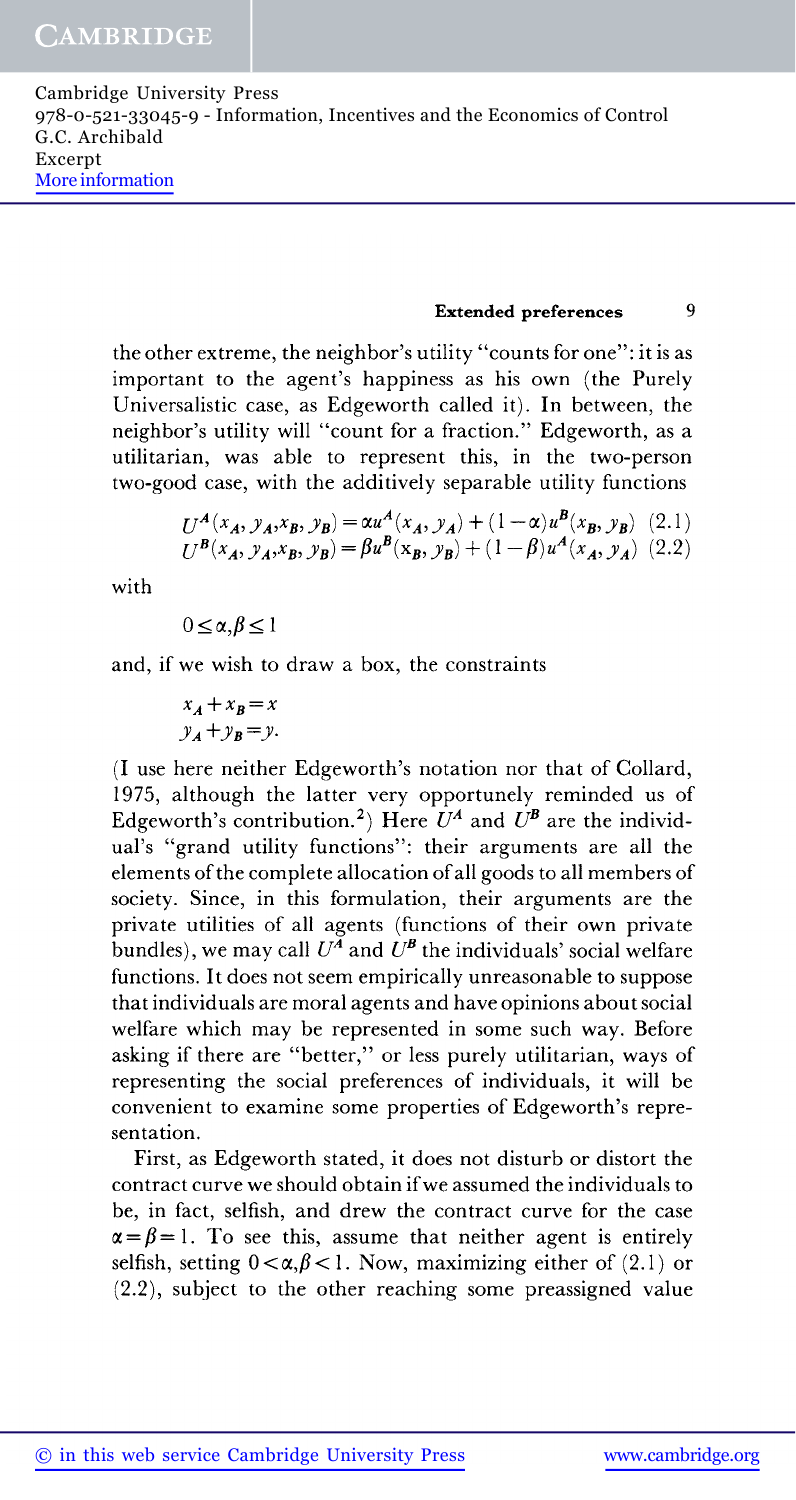the other extreme, the neighbor's utility "counts for one": it is as important to the agent's happiness as his own (the Purely Universalistic case, as Edgeworth called it). In between, the neighbor's utility will "count for a fraction." Edgeworth, as a utilitarian, was able to represent this, in the two-person two-good case, with the additively separable utility functions

$$U^A(x_A, y_A, x_B, y_B) = \alpha u^A(x_A, y_A) + (1-\alpha)u^B(x_B, y_B) \quad (2.1)$$
$$U^B(x_A, y_A, x_B, y_B) = \beta u^B(x_B, y_B) + (1-\beta)u^A(x_A, y_A) \quad (2.2)$$

with

$$0 \leq \alpha, \beta \leq 1$$

and, if we wish to draw a box, the constraints

$$x_A + x_B = x$$
$$y_A + y_B = y.$$

(I use here neither Edgeworth's notation nor that of Collard, 1975, although the latter very opportunely reminded us of Edgeworth's contribution.[2]) Here $U^A$ and $U^B$ are the individual's "grand utility functions": their arguments are all the elements of the complete allocation of all goods to all members of society. Since, in this formulation, their arguments are the private utilities of all agents (functions of their own private bundles), we may call $U^A$ and $U^B$ the individuals' social welfare functions. It does not seem empirically unreasonable to suppose that individuals are moral agents and have opinions about social welfare which may be represented in some such way. Before asking if there are "better," or less purely utilitarian, ways of representing the social preferences of individuals, it will be convenient to examine some properties of Edgeworth's representation.

First, as Edgeworth stated, it does not disturb or distort the contract curve we should obtain if we assumed the individuals to be, in fact, selfish, and drew the contract curve for the case $\alpha = \beta = 1$. To see this, assume that neither agent is entirely selfish, setting $0 < \alpha, \beta < 1$. Now, maximizing either of (2.1) or (2.2), subject to the other reaching some preassigned value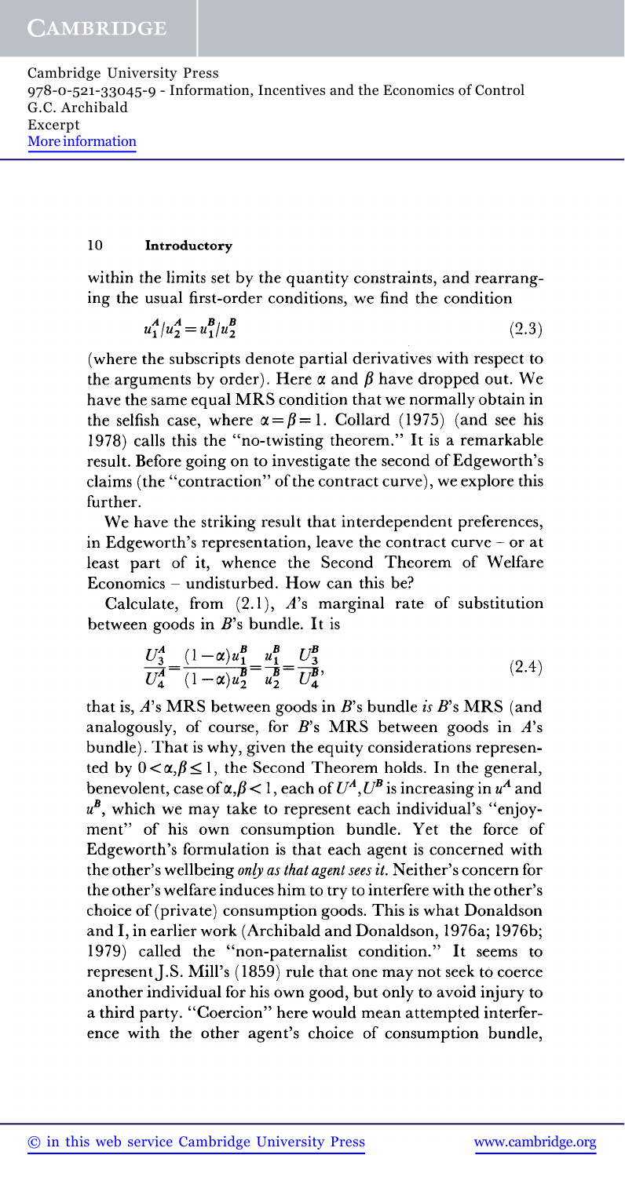within the limits set by the quantity constraints, and rearranging the usual first-order conditions, we find the condition

$$u_1^A/u_2^A = u_1^B/u_2^B \tag{2.3}$$

(where the subscripts denote partial derivatives with respect to the arguments by order). Here $\alpha$ and $\beta$ have dropped out. We have the same equal MRS condition that we normally obtain in the selfish case, where $\alpha = \beta = 1$. Collard (1975) (and see his 1978) calls this the "no-twisting theorem." It is a remarkable result. Before going on to investigate the second of Edgeworth's claims (the "contraction" of the contract curve), we explore this further.

We have the striking result that interdependent preferences, in Edgeworth's representation, leave the contract curve – or at least part of it, whence the Second Theorem of Welfare Economics – undisturbed. How can this be?

Calculate, from (2.1), $A$'s marginal rate of substitution between goods in $B$'s bundle. It is

$$\frac{U_3^A}{U_4^A} = \frac{(1-\alpha)u_1^B}{(1-\alpha)u_2^B} = \frac{u_1^B}{u_2^B} = \frac{U_3^B}{U_4^B}, \tag{2.4}$$

that is, $A$'s MRS between goods in $B$'s bundle *is* $B$'s MRS (and analogously, of course, for $B$'s MRS between goods in $A$'s bundle). That is why, given the equity considerations represented by $0 < \alpha, \beta \leq 1$, the Second Theorem holds. In the general, benevolent, case of $\alpha, \beta < 1$, each of $U^A, U^B$ is increasing in $u^A$ and $u^B$, which we may take to represent each individual's "enjoyment" of his own consumption bundle. Yet the force of Edgeworth's formulation is that each agent is concerned with the other's wellbeing *only as that agent sees it*. Neither's concern for the other's welfare induces him to try to interfere with the other's choice of (private) consumption goods. This is what Donaldson and I, in earlier work (Archibald and Donaldson, 1976a; 1976b; 1979) called the "non-paternalist condition." It seems to represent J.S. Mill's (1859) rule that one may not seek to coerce another individual for his own good, but only to avoid injury to a third party. "Coercion" here would mean attempted interference with the other agent's choice of consumption bundle,